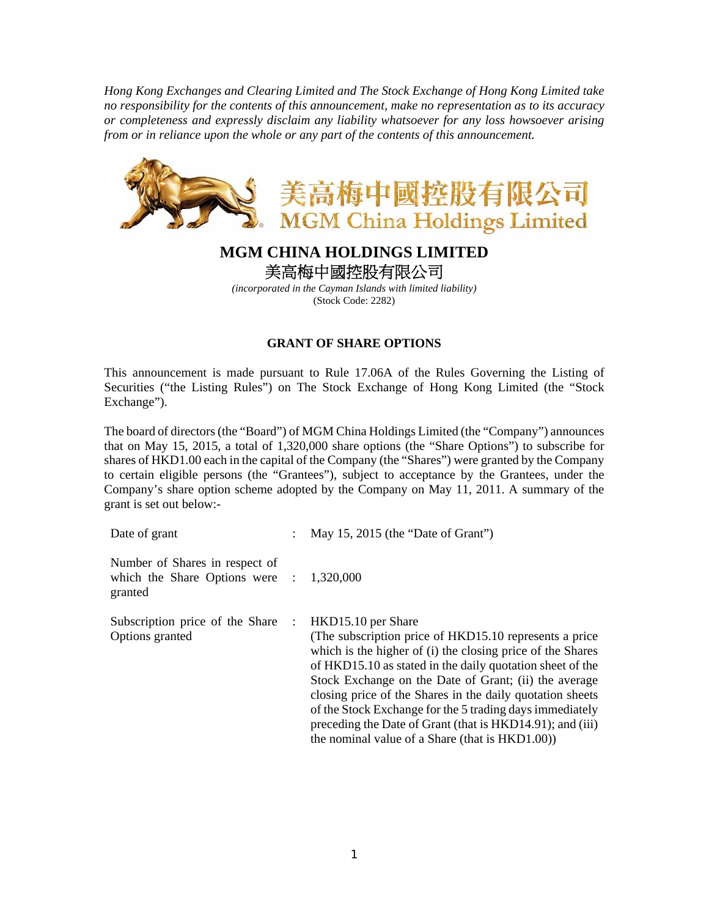*Hong Kong Exchanges and Clearing Limited and The Stock Exchange of Hong Kong Limited take no responsibility for the contents of this announcement, make no representation as to its accuracy or completeness and expressly disclaim any liability whatsoever for any loss howsoever arising from or in reliance upon the whole or any part of the contents of this announcement.*

美高梅中國控股有限公司
MGM China Holdings Limited

# MGM CHINA HOLDINGS LIMITED
# 美高梅中國控股有限公司

*(incorporated in the Cayman Islands with limited liability)*
(Stock Code: 2282)

## GRANT OF SHARE OPTIONS

This announcement is made pursuant to Rule 17.06A of the Rules Governing the Listing of Securities ("the Listing Rules") on The Stock Exchange of Hong Kong Limited (the "Stock Exchange").

The board of directors (the "Board") of MGM China Holdings Limited (the "Company") announces that on May 15, 2015, a total of 1,320,000 share options (the "Share Options") to subscribe for shares of HKD1.00 each in the capital of the Company (the "Shares") were granted by the Company to certain eligible persons (the "Grantees"), subject to acceptance by the Grantees, under the Company's share option scheme adopted by the Company on May 11, 2011. A summary of the grant is set out below:-

| | | |
|---|---|---|
| Date of grant | : | May 15, 2015 (the "Date of Grant") |
| Number of Shares in respect of which the Share Options were granted | : | 1,320,000 |
| Subscription price of the Share Options granted | : | HKD15.10 per Share (The subscription price of HKD15.10 represents a price which is the higher of (i) the closing price of the Shares of HKD15.10 as stated in the daily quotation sheet of the Stock Exchange on the Date of Grant; (ii) the average closing price of the Shares in the daily quotation sheets of the Stock Exchange for the 5 trading days immediately preceding the Date of Grant (that is HKD14.91); and (iii) the nominal value of a Share (that is HKD1.00)) |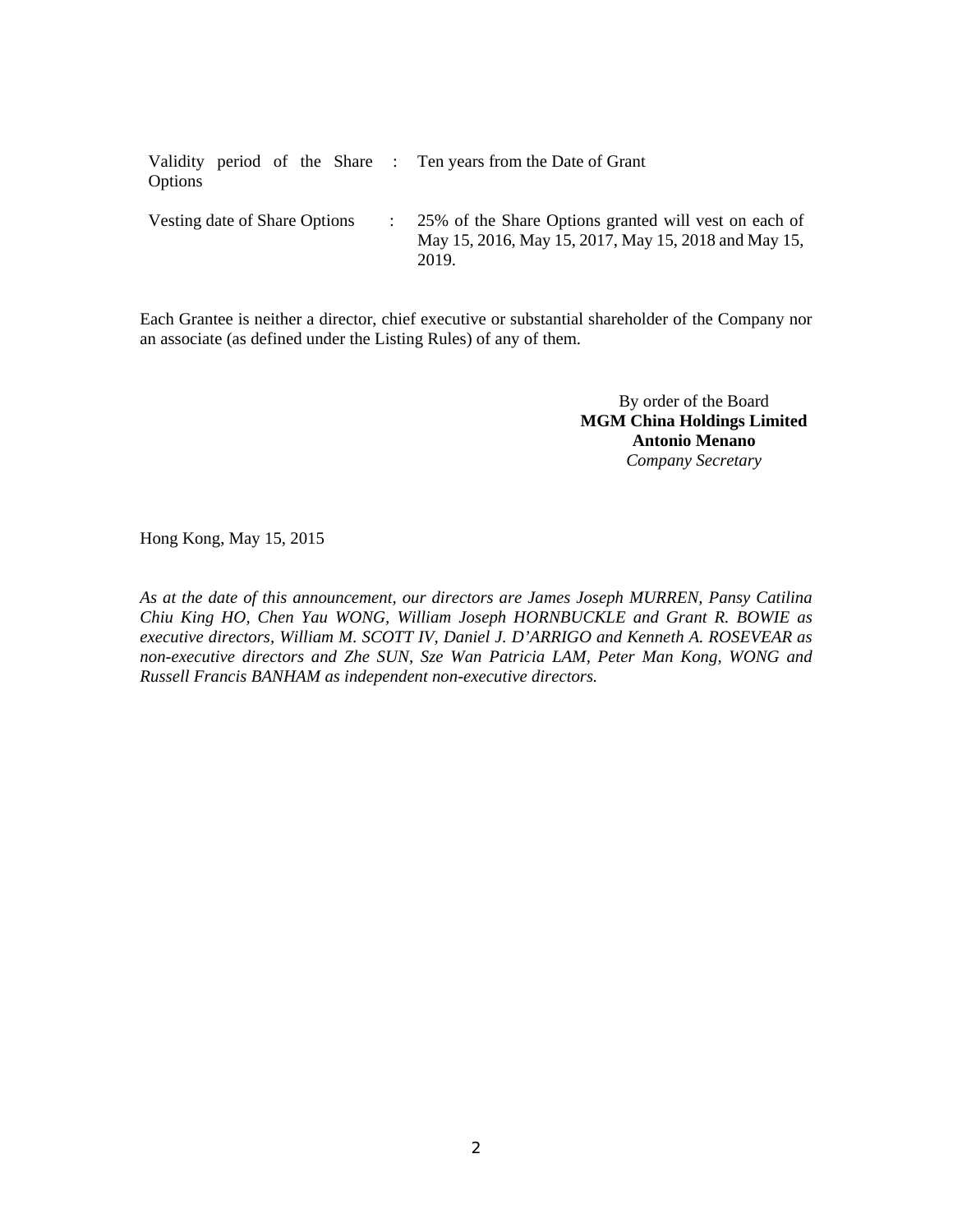| | | |
|---|---|---|
| Validity period of the Share Options | : | Ten years from the Date of Grant |
| Vesting date of Share Options | : | 25% of the Share Options granted will vest on each of May 15, 2016, May 15, 2017, May 15, 2018 and May 15, 2019. |

Each Grantee is neither a director, chief executive or substantial shareholder of the Company nor an associate (as defined under the Listing Rules) of any of them.

By order of the Board
**MGM China Holdings Limited**
**Antonio Menano**
*Company Secretary*

Hong Kong, May 15, 2015

*As at the date of this announcement, our directors are James Joseph MURREN, Pansy Catilina Chiu King HO, Chen Yau WONG, William Joseph HORNBUCKLE and Grant R. BOWIE as executive directors, William M. SCOTT IV, Daniel J. D'ARRIGO and Kenneth A. ROSEVEAR as non-executive directors and Zhe SUN, Sze Wan Patricia LAM, Peter Man Kong, WONG and Russell Francis BANHAM as independent non-executive directors.*